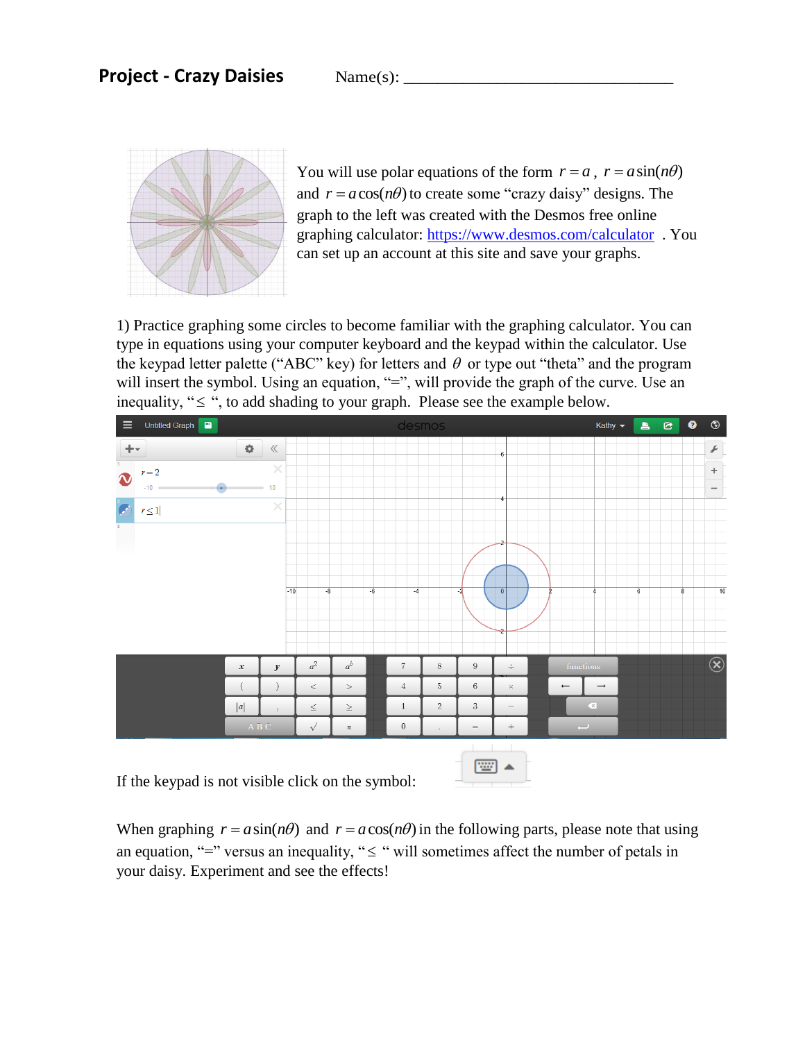**Project - Crazy Daisies** Name(s): ________________________________

You will use polar equations of the form $r = a$, $r = a\sin(n\theta)$ and $r = a\cos(n\theta)$ to create some "crazy daisy" designs. The graph to the left was created with the Desmos free online graphing calculator: https://www.desmos.com/calculator . You can set up an account at this site and save your graphs.

1) Practice graphing some circles to become familiar with the graphing calculator. You can type in equations using your computer keyboard and the keypad within the calculator. Use the keypad letter palette ("ABC" key) for letters and $\theta$ or type out "theta" and the program will insert the symbol. Using an equation, "=", will provide the graph of the curve. Use an inequality, "≤ ", to add shading to your graph. Please see the example below.

If the keypad is not visible click on the symbol:

When graphing $r = a\sin(n\theta)$ and $r = a\cos(n\theta)$ in the following parts, please note that using an equation, "=" versus an inequality, "≤ " will sometimes affect the number of petals in your daisy. Experiment and see the effects!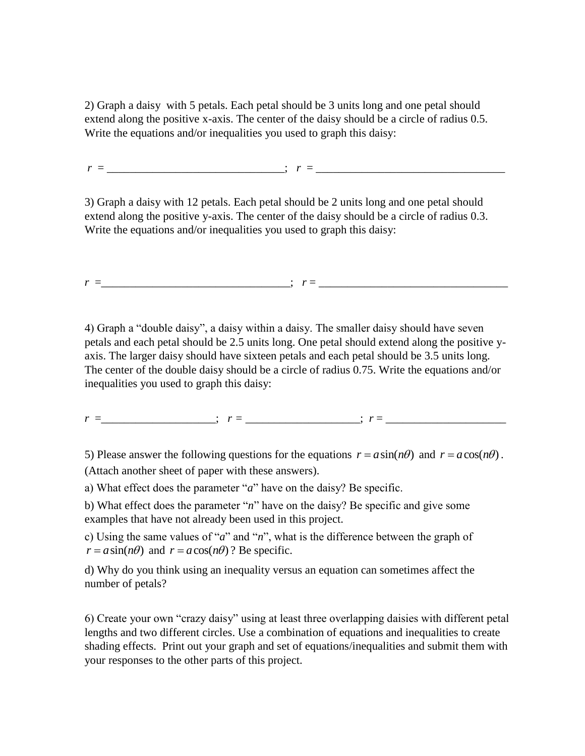2) Graph a daisy with 5 petals. Each petal should be 3 units long and one petal should extend along the positive x-axis. The center of the daisy should be a circle of radius 0.5. Write the equations and/or inequalities you used to graph this daisy:

$r$ = _______________________________; $r$ = _________________________________

3) Graph a daisy with 12 petals. Each petal should be 2 units long and one petal should extend along the positive y-axis. The center of the daisy should be a circle of radius 0.3. Write the equations and/or inequalities you used to graph this daisy:

$r$ =_________________________________; $r$ = _________________________________

4) Graph a "double daisy", a daisy within a daisy. The smaller daisy should have seven petals and each petal should be 2.5 units long. One petal should extend along the positive y-axis. The larger daisy should have sixteen petals and each petal should be 3.5 units long. The center of the double daisy should be a circle of radius 0.75. Write the equations and/or inequalities you used to graph this daisy:

$r$ =___________________; $r$ = ___________________; $r$ = _____________________

5) Please answer the following questions for the equations $r = a\sin(n\theta)$ and $r = a\cos(n\theta)$. (Attach another sheet of paper with these answers).

a) What effect does the parameter "$a$" have on the daisy? Be specific.

b) What effect does the parameter "$n$" have on the daisy? Be specific and give some examples that have not already been used in this project.

c) Using the same values of "$a$" and "$n$", what is the difference between the graph of $r = a\sin(n\theta)$ and $r = a\cos(n\theta)$? Be specific.

d) Why do you think using an inequality versus an equation can sometimes affect the number of petals?

6) Create your own "crazy daisy" using at least three overlapping daisies with different petal lengths and two different circles. Use a combination of equations and inequalities to create shading effects. Print out your graph and set of equations/inequalities and submit them with your responses to the other parts of this project.